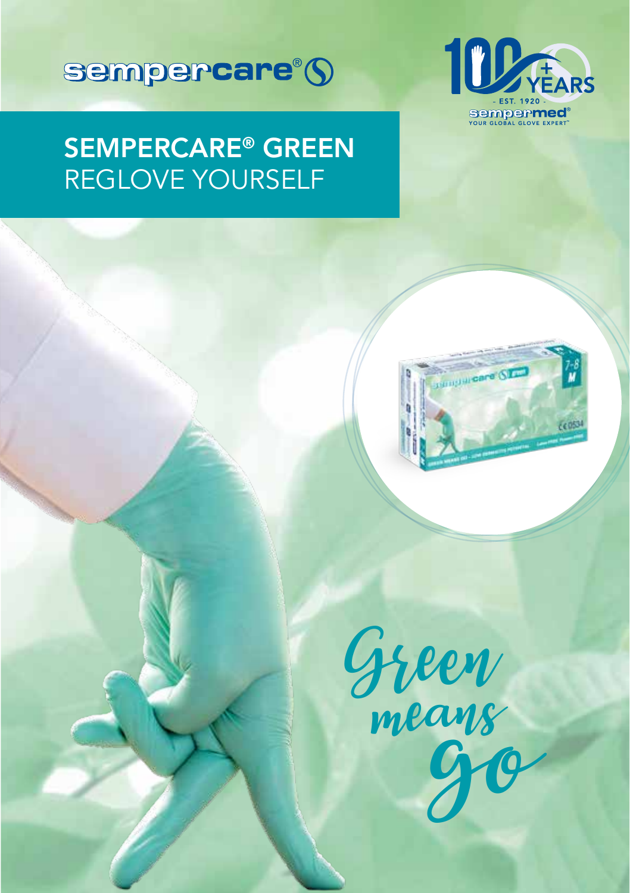sempercare®

100+ YEARS
- EST. 1920 -
sempermed®
YOUR GLOBAL GLOVE EXPERT™

# SEMPERCARE® GREEN
REGLOVE YOURSELF

Green means go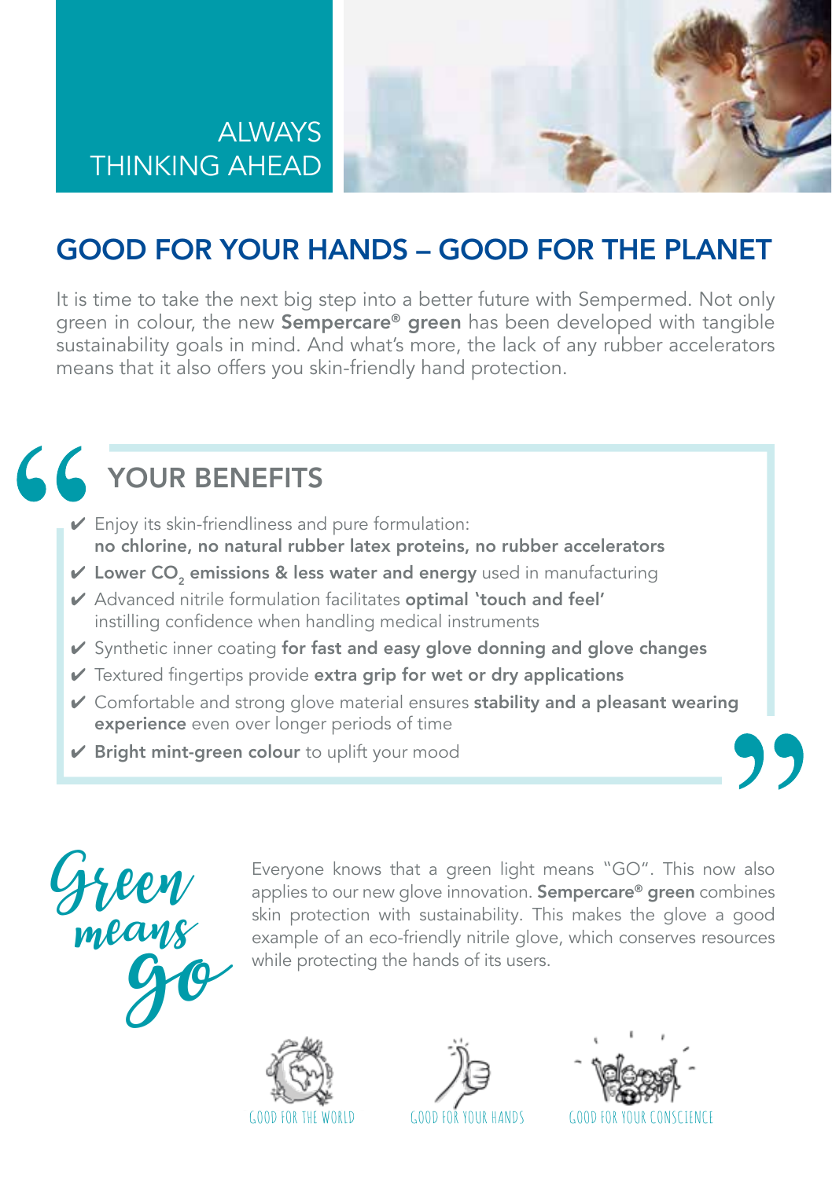ALWAYS THINKING AHEAD

# GOOD FOR YOUR HANDS – GOOD FOR THE PLANET

It is time to take the next big step into a better future with Sempermed. Not only green in colour, the new **Sempercare® green** has been developed with tangible sustainability goals in mind. And what's more, the lack of any rubber accelerators means that it also offers you skin-friendly hand protection.

## YOUR BENEFITS

- ✔ Enjoy its skin-friendliness and pure formulation: **no chlorine, no natural rubber latex proteins, no rubber accelerators**
- ✔ **Lower $CO_2$ emissions & less water and energy** used in manufacturing
- ✔ Advanced nitrile formulation facilitates **optimal 'touch and feel'** instilling confidence when handling medical instruments
- ✔ Synthetic inner coating **for fast and easy glove donning and glove changes**
- ✔ Textured fingertips provide **extra grip for wet or dry applications**
- ✔ Comfortable and strong glove material ensures **stability and a pleasant wearing experience** even over longer periods of time
- ✔ **Bright mint-green colour** to uplift your mood

*Green means go*

Everyone knows that a green light means "GO". This now also applies to our new glove innovation. **Sempercare® green** combines skin protection with sustainability. This makes the glove a good example of an eco-friendly nitrile glove, which conserves resources while protecting the hands of its users.

GOOD FOR THE WORLD

GOOD FOR YOUR HANDS

GOOD FOR YOUR CONSCIENCE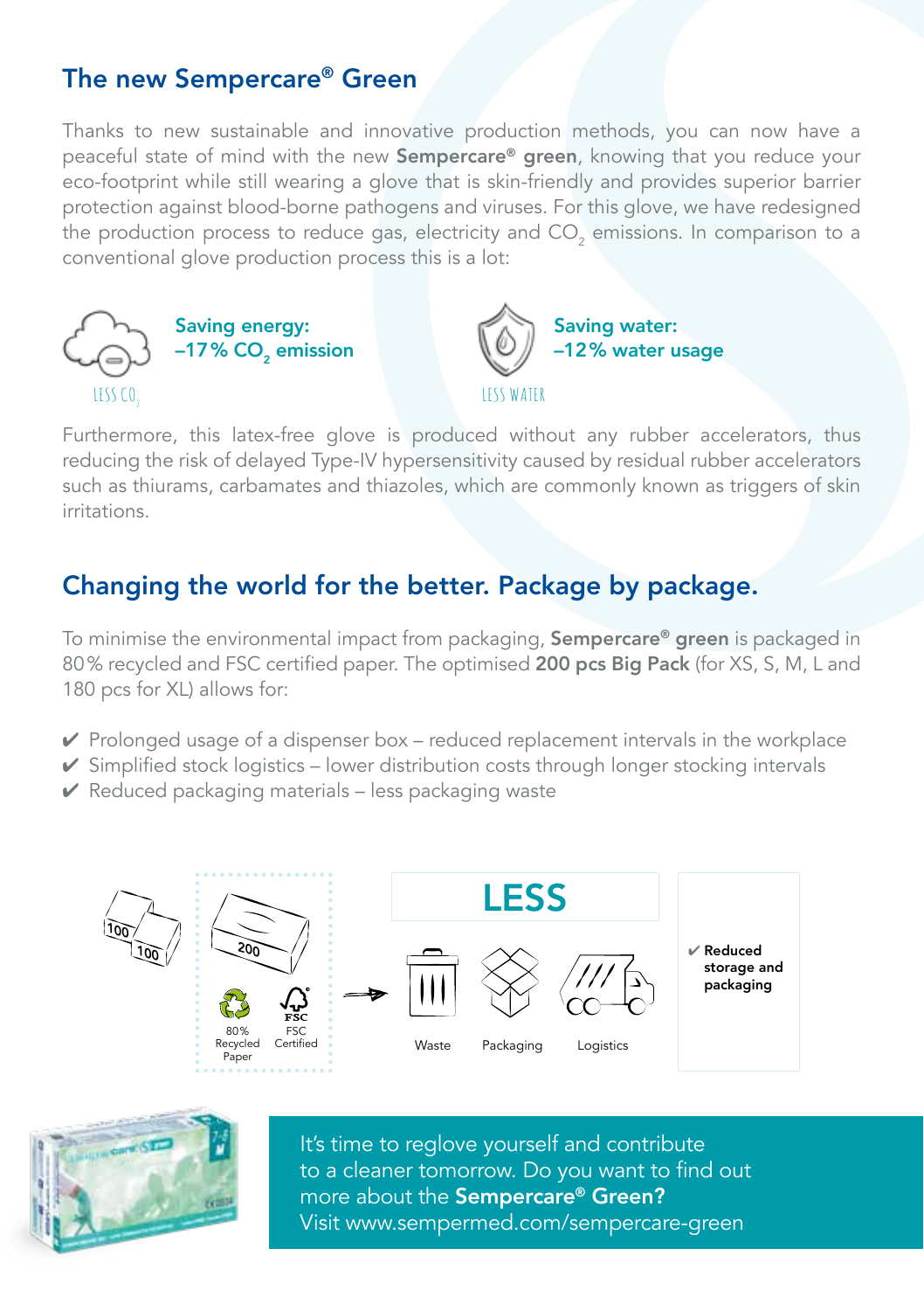## The new Sempercare® Green

Thanks to new sustainable and innovative production methods, you can now have a peaceful state of mind with the new **Sempercare® green**, knowing that you reduce your eco-footprint while still wearing a glove that is skin-friendly and provides superior barrier protection against blood-borne pathogens and viruses. For this glove, we have redesigned the production process to reduce gas, electricity and $CO_2$ emissions. In comparison to a conventional glove production process this is a lot:

LESS $CO_2$

**Saving energy:**
**–17% $CO_2$ emission**

LESS WATER

**Saving water:**
**–12% water usage**

Furthermore, this latex-free glove is produced without any rubber accelerators, thus reducing the risk of delayed Type-IV hypersensitivity caused by residual rubber accelerators such as thiurams, carbamates and thiazoles, which are commonly known as triggers of skin irritations.

## Changing the world for the better. Package by package.

To minimise the environmental impact from packaging, **Sempercare® green** is packaged in 80% recycled and FSC certified paper. The optimised **200 pcs Big Pack** (for XS, S, M, L and 180 pcs for XL) allows for:

- ✔ Prolonged usage of a dispenser box – reduced replacement intervals in the workplace
- ✔ Simplified stock logistics – lower distribution costs through longer stocking intervals
- ✔ Reduced packaging materials – less packaging waste

100 100 → 200

80% Recycled Paper | FSC Certified

**LESS**

Waste | Packaging | Logistics

✔ **Reduced storage and packaging**

It's time to reglove yourself and contribute to a cleaner tomorrow. Do you want to find out more about the **Sempercare® Green?**
Visit www.sempermed.com/sempercare-green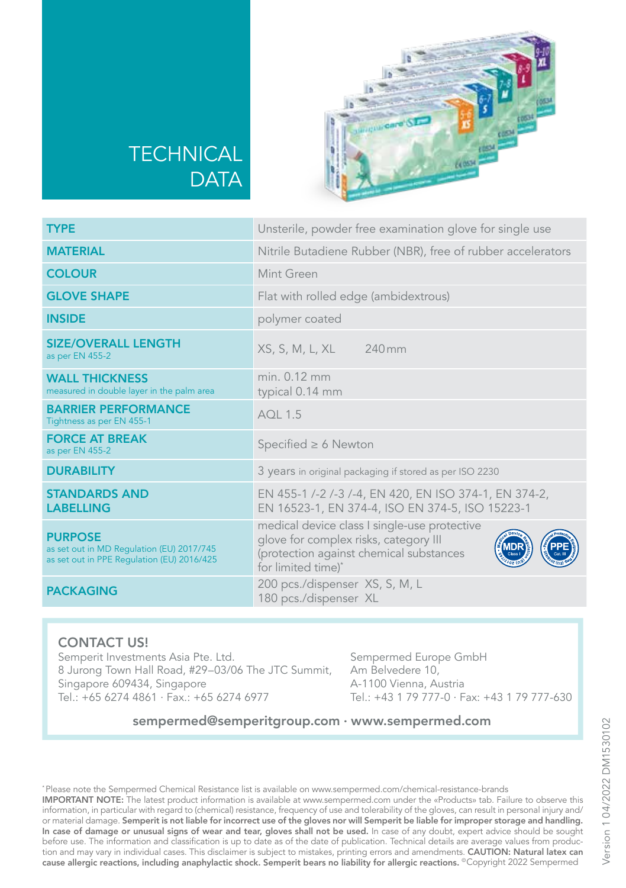# TECHNICAL DATA

| | |
|---|---|
| **TYPE** | Unsterile, powder free examination glove for single use |
| **MATERIAL** | Nitrile Butadiene Rubber (NBR), free of rubber accelerators |
| **COLOUR** | Mint Green |
| **GLOVE SHAPE** | Flat with rolled edge (ambidextrous) |
| **INSIDE** | polymer coated |
| **SIZE/OVERALL LENGTH** as per EN 455-2 | XS, S, M, L, XL 240 mm |
| **WALL THICKNESS** measured in double layer in the palm area | min. 0.12 mm<br>typical 0.14 mm |
| **BARRIER PERFORMANCE** Tightness as per EN 455-1 | AQL 1.5 |
| **FORCE AT BREAK** as per EN 455-2 | Specified ≥ 6 Newton |
| **DURABILITY** | 3 years in original packaging if stored as per ISO 2230 |
| **STANDARDS AND LABELLING** | EN 455-1 /-2 /-3 /-4, EN 420, EN ISO 374-1, EN 374-2, EN 16523-1, EN 374-4, ISO EN 374-5, ISO 15223-1 |
| **PURPOSE** as set out in MD Regulation (EU) 2017/745 as set out in PPE Regulation (EU) 2016/425 | medical device class I single-use protective glove for complex risks, category III (protection against chemical substances for limited time)* |
| **PACKAGING** | 200 pcs./dispenser XS, S, M, L<br>180 pcs./dispenser XL |

## CONTACT US!

Semperit Investments Asia Pte. Ltd.
8 Jurong Town Hall Road, #29–03/06 The JTC Summit,
Singapore 609434, Singapore
Tel.: +65 6274 4861 · Fax.: +65 6274 6977

Sempermed Europe GmbH
Am Belvedere 10,
A-1100 Vienna, Austria
Tel.: +43 1 79 777-0 · Fax: +43 1 79 777-630

**sempermed@semperitgroup.com · www.sempermed.com**

*Please note the Sempermed Chemical Resistance list is available on www.sempermed.com/chemical-resistance-brands

**IMPORTANT NOTE:** The latest product information is available at www.sempermed.com under the «Products» tab. Failure to observe this information, in particular with regard to (chemical) resistance, frequency of use and tolerability of the gloves, can result in personal injury and/or material damage. **Semperit is not liable for incorrect use of the gloves nor will Semperit be liable for improper storage and handling. In case of damage or unusual signs of wear and tear, gloves shall not be used.** In case of any doubt, expert advice should be sought before use. The information and classification is up to date as of the date of publication. Technical details are average values from production and may vary in individual cases. This disclaimer is subject to mistakes, printing errors and amendments. **CAUTION: Natural latex can cause allergic reactions, including anaphylactic shock. Semperit bears no liability for allergic reactions.** ©Copyright 2022 Sempermed

Version 1 04/2022 DM1530102